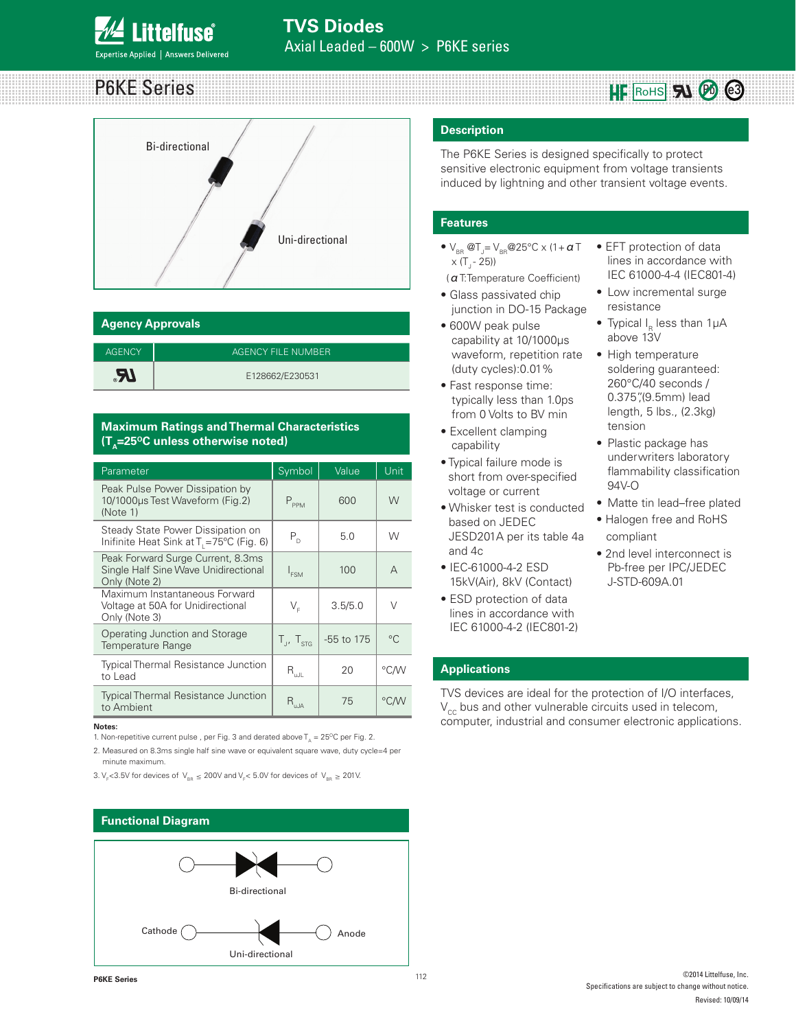# TVS Diodes

Axial Leaded – 600W > P6KE series

## P6KE Series

Bi-directional

Uni-directional

## Agency Approvals

| AGENCY | AGENCY FILE NUMBER |
|---|---|
| UL | E128662/E230531 |

## Maximum Ratings and Thermal Characteristics ($T_A$=25°C unless otherwise noted)

| Parameter | Symbol | Value | Unit |
|---|---|---|---|
| Peak Pulse Power Dissipation by 10/1000µs Test Waveform (Fig.2) (Note 1) | $P_{PPM}$ | 600 | W |
| Steady State Power Dissipation on Infinite Heat Sink at $T_L$=75°C (Fig. 6) | $P_D$ | 5.0 | W |
| Peak Forward Surge Current, 8.3ms Single Half Sine Wave Unidirectional Only (Note 2) | $I_{FSM}$ | 100 | A |
| Maximum Instantaneous Forward Voltage at 50A for Unidirectional Only (Note 3) | $V_F$ | 3.5/5.0 | V |
| Operating Junction and Storage Temperature Range | $T_J$, $T_{STG}$ | -55 to 175 | °C |
| Typical Thermal Resistance Junction to Lead | $R_{uJL}$ | 20 | °C/W |
| Typical Thermal Resistance Junction to Ambient | $R_{uJA}$ | 75 | °C/W |

**Notes:**

1. Non-repetitive current pulse , per Fig. 3 and derated above $T_A$ = 25°C per Fig. 2.
2. Measured on 8.3ms single half sine wave or equivalent square wave, duty cycle=4 per minute maximum.
3. $V_F$<3.5V for devices of $V_{BR} \leq$ 200V and $V_F$< 5.0V for devices of $V_{BR} \geq$ 201V.

## Functional Diagram

Bi-directional

Cathode — Anode

Uni-directional

## Description

The P6KE Series is designed specifically to protect sensitive electronic equipment from voltage transients induced by lightning and other transient voltage events.

## Features

- $V_{BR}$ @$T_J$= $V_{BR}$@25°C x (1+ $\alpha$T x ($T_J$ - 25)) ($\alpha$T:Temperature Coefficient)
- Glass passivated chip junction in DO-15 Package
- 600W peak pulse capability at 10/1000µs waveform, repetition rate (duty cycles):0.01%
- Fast response time: typically less than 1.0ps from 0 Volts to BV min
- Excellent clamping capability
- Typical failure mode is short from over-specified voltage or current
- Whisker test is conducted based on JEDEC JESD201A per its table 4a and 4c
- IEC-61000-4-2 ESD 15kV(Air), 8kV (Contact)
- ESD protection of data lines in accordance with IEC 61000-4-2 (IEC801-2)
- EFT protection of data lines in accordance with IEC 61000-4-4 (IEC801-4)
- Low incremental surge resistance
- Typical $I_R$ less than 1µA above 13V
- High temperature soldering guaranteed: 260°C/40 seconds / 0.375",(9.5mm) lead length, 5 lbs., (2.3kg) tension
- Plastic package has underwriters laboratory flammability classification 94V-O
- Matte tin lead–free plated
- Halogen free and RoHS compliant
- 2nd level interconnect is Pb-free per IPC/JEDEC J-STD-609A.01

## Applications

TVS devices are ideal for the protection of I/O interfaces, $V_{CC}$ bus and other vulnerable circuits used in telecom, computer, industrial and consumer electronic applications.

©2014 Littelfuse, Inc.
Specifications are subject to change without notice.
Revised: 10/09/14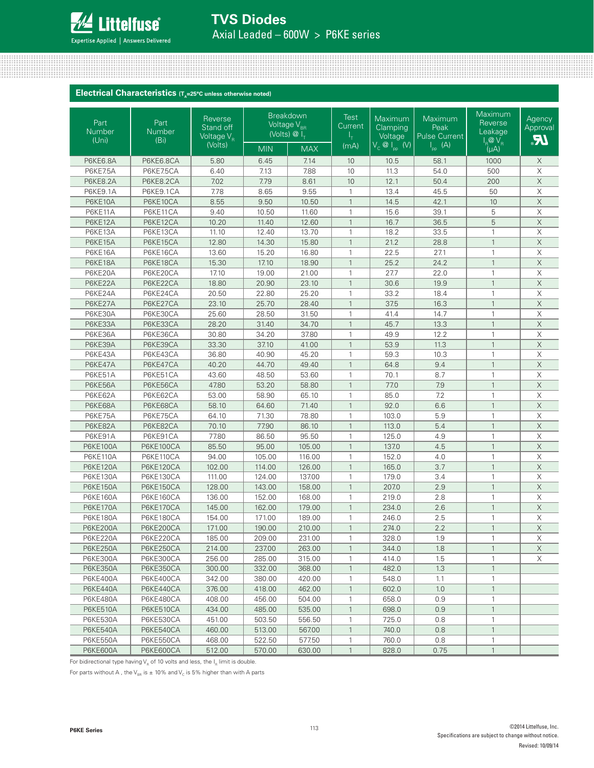## Electrical Characteristics ($T_A$=25°C unless otherwise noted)

| Part Number (Uni) | Part Number (Bi) | Reverse Stand off Voltage $V_R$ (Volts) | Breakdown Voltage $V_{BR}$ (Volts) @ $I_T$ | | Test Current $I_T$ (mA) | Maximum Clamping Voltage $V_C$ @ $I_{pp}$ (V) | Maximum Peak Pulse Current $I_{pp}$ (A) | Maximum Reverse Leakage $I_R$ @ $V_R$ (µA) | Agency Approval |
|---|---|---|---|---|---|---|---|---|---|
| | | | MIN | MAX | | | | | |
| P6KE6.8A | P6KE6.8CA | 5.80 | 6.45 | 7.14 | 10 | 10.5 | 58.1 | 1000 | X |
| P6KE7.5A | P6KE7.5CA | 6.40 | 7.13 | 7.88 | 10 | 11.3 | 54.0 | 500 | X |
| P6KE8.2A | P6KE8.2CA | 7.02 | 7.79 | 8.61 | 10 | 12.1 | 50.4 | 200 | X |
| P6KE9.1A | P6KE9.1CA | 7.78 | 8.65 | 9.55 | 1 | 13.4 | 45.5 | 50 | X |
| P6KE10A | P6KE10CA | 8.55 | 9.50 | 10.50 | 1 | 14.5 | 42.1 | 10 | X |
| P6KE11A | P6KE11CA | 9.40 | 10.50 | 11.60 | 1 | 15.6 | 39.1 | 5 | X |
| P6KE12A | P6KE12CA | 10.20 | 11.40 | 12.60 | 1 | 16.7 | 36.5 | 5 | X |
| P6KE13A | P6KE13CA | 11.10 | 12.40 | 13.70 | 1 | 18.2 | 33.5 | 1 | X |
| P6KE15A | P6KE15CA | 12.80 | 14.30 | 15.80 | 1 | 21.2 | 28.8 | 1 | X |
| P6KE16A | P6KE16CA | 13.60 | 15.20 | 16.80 | 1 | 22.5 | 27.1 | 1 | X |
| P6KE18A | P6KE18CA | 15.30 | 17.10 | 18.90 | 1 | 25.2 | 24.2 | 1 | X |
| P6KE20A | P6KE20CA | 17.10 | 19.00 | 21.00 | 1 | 27.7 | 22.0 | 1 | X |
| P6KE22A | P6KE22CA | 18.80 | 20.90 | 23.10 | 1 | 30.6 | 19.9 | 1 | X |
| P6KE24A | P6KE24CA | 20.50 | 22.80 | 25.20 | 1 | 33.2 | 18.4 | 1 | X |
| P6KE27A | P6KE27CA | 23.10 | 25.70 | 28.40 | 1 | 37.5 | 16.3 | 1 | X |
| P6KE30A | P6KE30CA | 25.60 | 28.50 | 31.50 | 1 | 41.4 | 14.7 | 1 | X |
| P6KE33A | P6KE33CA | 28.20 | 31.40 | 34.70 | 1 | 45.7 | 13.3 | 1 | X |
| P6KE36A | P6KE36CA | 30.80 | 34.20 | 37.80 | 1 | 49.9 | 12.2 | 1 | X |
| P6KE39A | P6KE39CA | 33.30 | 37.10 | 41.00 | 1 | 53.9 | 11.3 | 1 | X |
| P6KE43A | P6KE43CA | 36.80 | 40.90 | 45.20 | 1 | 59.3 | 10.3 | 1 | X |
| P6KE47A | P6KE47CA | 40.20 | 44.70 | 49.40 | 1 | 64.8 | 9.4 | 1 | X |
| P6KE51A | P6KE51CA | 43.60 | 48.50 | 53.60 | 1 | 70.1 | 8.7 | 1 | X |
| P6KE56A | P6KE56CA | 47.80 | 53.20 | 58.80 | 1 | 77.0 | 7.9 | 1 | X |
| P6KE62A | P6KE62CA | 53.00 | 58.90 | 65.10 | 1 | 85.0 | 7.2 | 1 | X |
| P6KE68A | P6KE68CA | 58.10 | 64.60 | 71.40 | 1 | 92.0 | 6.6 | 1 | X |
| P6KE75A | P6KE75CA | 64.10 | 71.30 | 78.80 | 1 | 103.0 | 5.9 | 1 | X |
| P6KE82A | P6KE82CA | 70.10 | 77.90 | 86.10 | 1 | 113.0 | 5.4 | 1 | X |
| P6KE91A | P6KE91CA | 77.80 | 86.50 | 95.50 | 1 | 125.0 | 4.9 | 1 | X |
| P6KE100A | P6KE100CA | 85.50 | 95.00 | 105.00 | 1 | 137.0 | 4.5 | 1 | X |
| P6KE110A | P6KE110CA | 94.00 | 105.00 | 116.00 | 1 | 152.0 | 4.0 | 1 | X |
| P6KE120A | P6KE120CA | 102.00 | 114.00 | 126.00 | 1 | 165.0 | 3.7 | 1 | X |
| P6KE130A | P6KE130CA | 111.00 | 124.00 | 137.00 | 1 | 179.0 | 3.4 | 1 | X |
| P6KE150A | P6KE150CA | 128.00 | 143.00 | 158.00 | 1 | 207.0 | 2.9 | 1 | X |
| P6KE160A | P6KE160CA | 136.00 | 152.00 | 168.00 | 1 | 219.0 | 2.8 | 1 | X |
| P6KE170A | P6KE170CA | 145.00 | 162.00 | 179.00 | 1 | 234.0 | 2.6 | 1 | X |
| P6KE180A | P6KE180CA | 154.00 | 171.00 | 189.00 | 1 | 246.0 | 2.5 | 1 | X |
| P6KE200A | P6KE200CA | 171.00 | 190.00 | 210.00 | 1 | 274.0 | 2.2 | 1 | X |
| P6KE220A | P6KE220CA | 185.00 | 209.00 | 231.00 | 1 | 328.0 | 1.9 | 1 | X |
| P6KE250A | P6KE250CA | 214.00 | 237.00 | 263.00 | 1 | 344.0 | 1.8 | 1 | X |
| P6KE300A | P6KE300CA | 256.00 | 285.00 | 315.00 | 1 | 414.0 | 1.5 | 1 | X |
| P6KE350A | P6KE350CA | 300.00 | 332.00 | 368.00 | 1 | 482.0 | 1.3 | 1 | |
| P6KE400A | P6KE400CA | 342.00 | 380.00 | 420.00 | 1 | 548.0 | 1.1 | 1 | |
| P6KE440A | P6KE440CA | 376.00 | 418.00 | 462.00 | 1 | 602.0 | 1.0 | 1 | |
| P6KE480A | P6KE480CA | 408.00 | 456.00 | 504.00 | 1 | 658.0 | 0.9 | 1 | |
| P6KE510A | P6KE510CA | 434.00 | 485.00 | 535.00 | 1 | 698.0 | 0.9 | 1 | |
| P6KE530A | P6KE530CA | 451.00 | 503.50 | 556.50 | 1 | 725.0 | 0.8 | 1 | |
| P6KE540A | P6KE540CA | 460.00 | 513.00 | 567.00 | 1 | 740.0 | 0.8 | 1 | |
| P6KE550A | P6KE550CA | 468.00 | 522.50 | 577.50 | 1 | 760.0 | 0.8 | 1 | |
| P6KE600A | P6KE600CA | 512.00 | 570.00 | 630.00 | 1 | 828.0 | 0.75 | 1 | |

For bidirectional type having $V_R$ of 10 volts and less, the $I_R$ limit is double.

For parts without A , the $V_{BR}$ is ± 10% and $V_C$ is 5% higher than with A parts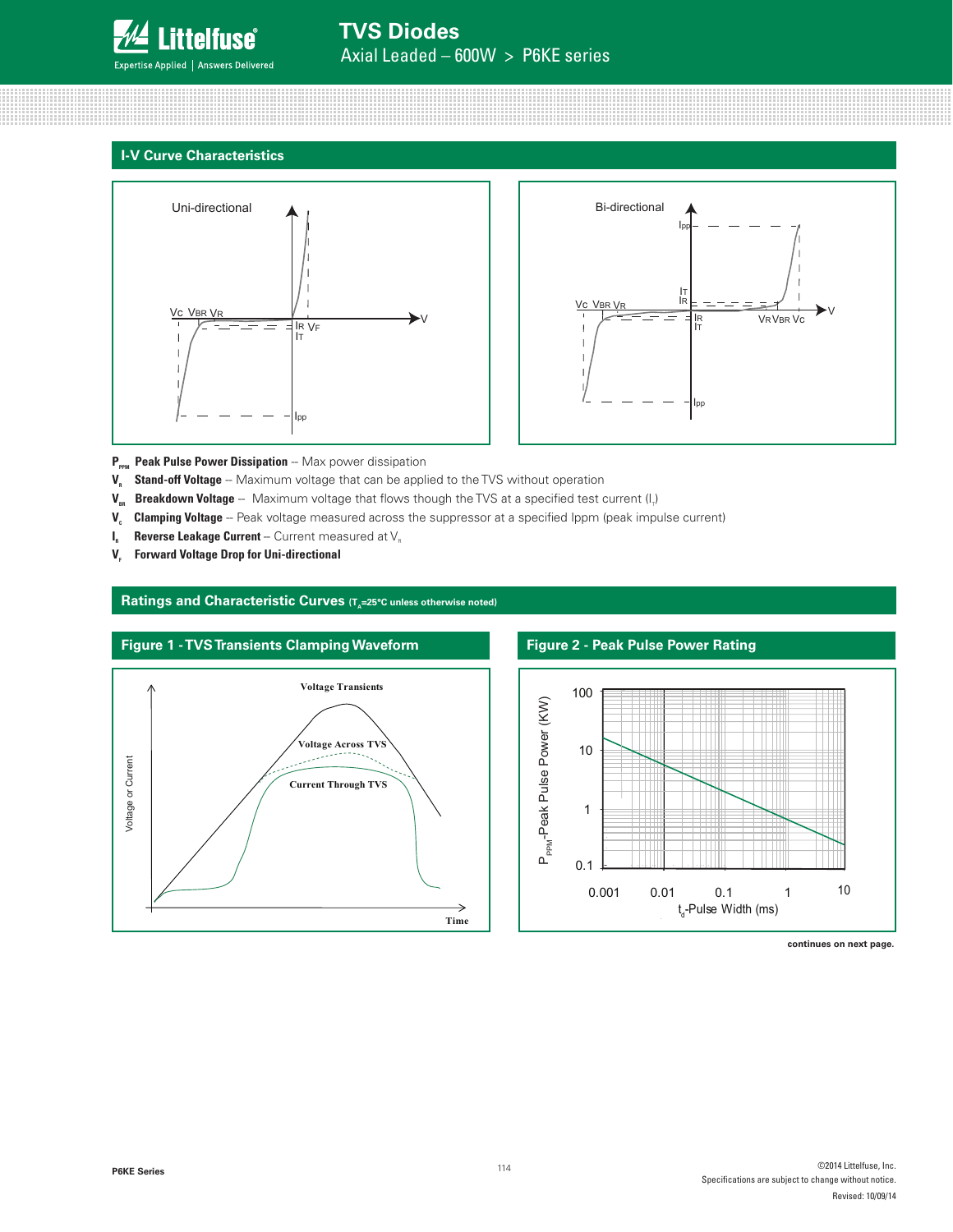## I-V Curve Characteristics

$P_{PPM}$ **Peak Pulse Power Dissipation** -- Max power dissipation

$V_R$ **Stand-off Voltage** -- Maximum voltage that can be applied to the TVS without operation

$V_{BR}$ **Breakdown Voltage** -- Maximum voltage that flows though the TVS at a specified test current ($I_T$)

$V_C$ **Clamping Voltage** -- Peak voltage measured across the suppressor at a specified Ippm (peak impulse current)

$I_R$ **Reverse Leakage Current** -- Current measured at $V_R$

$V_F$ **Forward Voltage Drop for Uni-directional**

## Ratings and Characteristic Curves ($T_A$=25°C unless otherwise noted)

### Figure 1 - TVS Transients Clamping Waveform

### Figure 2 - Peak Pulse Power Rating

**continues on next page.**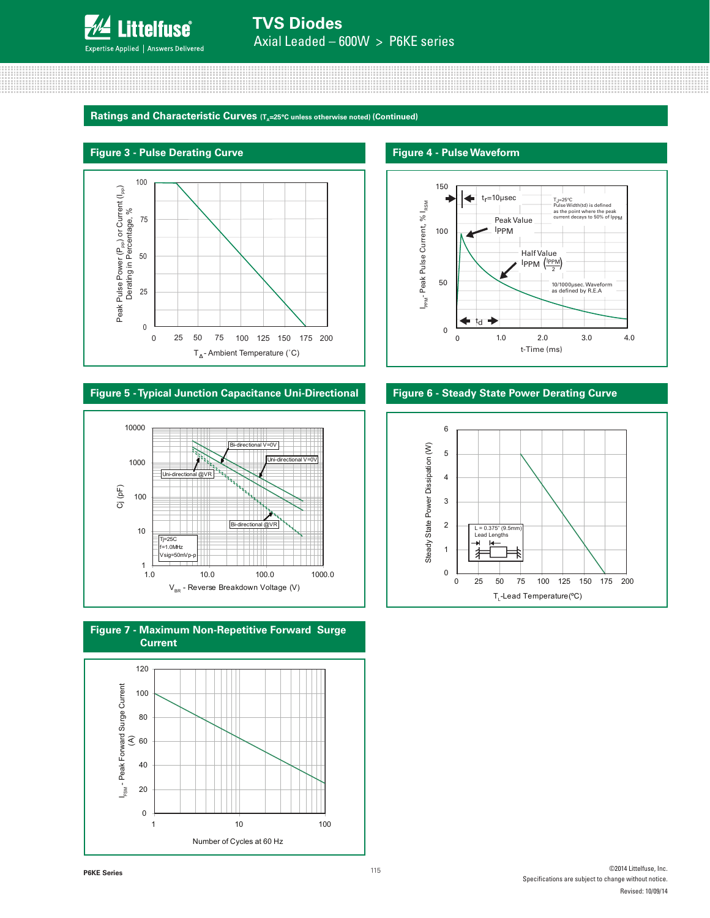## Ratings and Characteristic Curves ($T_A$=25°C unless otherwise noted) (Continued)

### Figure 3 - Pulse Derating Curve

Peak Pulse Power ($P_{PP}$) or Current ($I_{PP}$) Derating in Percentage, %

$T_A$ - Ambient Temperature (˚C)

### Figure 4 - Pulse Waveform

$t_f$=10μsec

$T_J$=25°C
Pulse Width(td) is defined as the point where the peak current decays to 50% of $I_{PPM}$

Peak Value $I_{PPM}$

Half Value $I_{PPM}$ $\left(\frac{I_{PPM}}{2}\right)$

10/1000μsec. Waveform as defined by R.E.A

$t_d$

$I_{PPM}$ - Peak Pulse Current, % $I_{RSM}$

t-Time (ms)

### Figure 5 - Typical Junction Capacitance Uni-Directional

Bi-directional V=0V

Uni-directional V=0V

Uni-directional @VR

Bi-directional @VR

Tj=25C
f=1.0MHz
Vsig=50mVp-p

Cj (pF)

$V_{BR}$ - Reverse Breakdown Voltage (V)

### Figure 6 - Steady State Power Derating Curve

L = 0.375" (9.5mm) Lead Lengths

Steady State Power Dissipation (W)

$T_L$-Lead Temperature(ºC)

### Figure 7 - Maximum Non-Repetitive Forward Surge Current

$I_{FSM}$ - Peak Forward Surge Current (A)

Number of Cycles at 60 Hz

P6KE Series

©2014 Littelfuse, Inc.
Specifications are subject to change without notice.
Revised: 10/09/14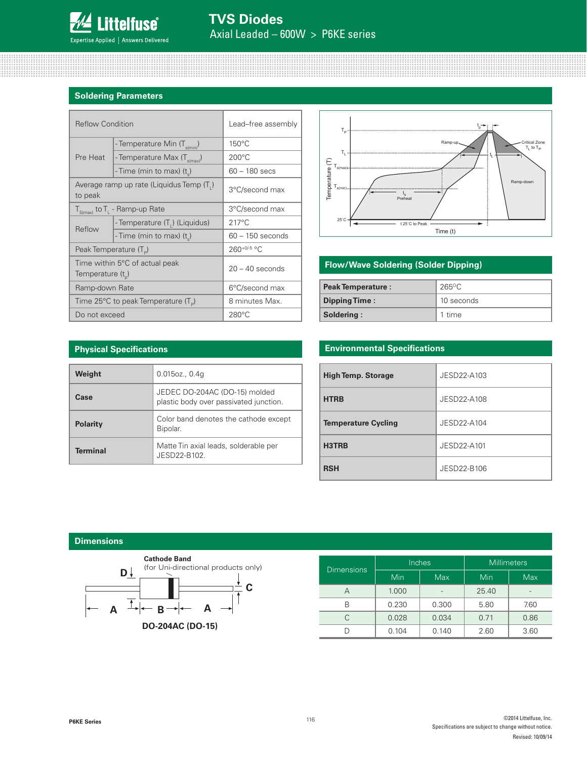## Soldering Parameters

| Reflow Condition | | Lead–free assembly |
|---|---|---|
| Pre Heat | - Temperature Min ($T_{s(min)}$) | 150°C |
| | - Temperature Max ($T_{s(max)}$) | 200°C |
| | - Time (min to max) ($t_s$) | 60 – 180 secs |
| Average ramp up rate (Liquidus Temp ($T_L$) to peak | | 3°C/second max |
| $T_{S(max)}$ to $T_L$ - Ramp-up Rate | | 3°C/second max |
| Reflow | - Temperature ($T_L$) (Liquidus) | 217°C |
| | - Time (min to max) ($t_s$) | 60 – 150 seconds |
| Peak Temperature ($T_P$) | | $260^{+0/-5}$ °C |
| Time within 5°C of actual peak Temperature ($t_p$) | | 20 – 40 seconds |
| Ramp-down Rate | | 6°C/second max |
| Time 25°C to peak Temperature ($T_P$) | | 8 minutes Max. |
| Do not exceed | | 280°C |

## Flow/Wave Soldering (Solder Dipping)

| | |
|---|---|
| **Peak Temperature :** | 265°C |
| **Dipping Time :** | 10 seconds |
| **Soldering :** | 1 time |

## Physical Specifications

| | |
|---|---|
| **Weight** | 0.015oz., 0.4g |
| **Case** | JEDEC DO-204AC (DO-15) molded plastic body over passivated junction. |
| **Polarity** | Color band denotes the cathode except Bipolar. |
| **Terminal** | Matte Tin axial leads, solderable per JESD22-B102. |

## Environmental Specifications

| | |
|---|---|
| **High Temp. Storage** | JESD22-A103 |
| **HTRB** | JESD22-A108 |
| **Temperature Cycling** | JESD22-A104 |
| **H3TRB** | JESD22-A101 |
| **RSH** | JESD22-B106 |

## Dimensions

Cathode Band (for Uni-directional products only)

DO-204AC (DO-15)

| Dimensions | Inches | | Millimeters | |
|---|---|---|---|---|
| | Min | Max | Min | Max |
| A | 1.000 | - | 25.40 | - |
| B | 0.230 | 0.300 | 5.80 | 7.60 |
| C | 0.028 | 0.034 | 0.71 | 0.86 |
| D | 0.104 | 0.140 | 2.60 | 3.60 |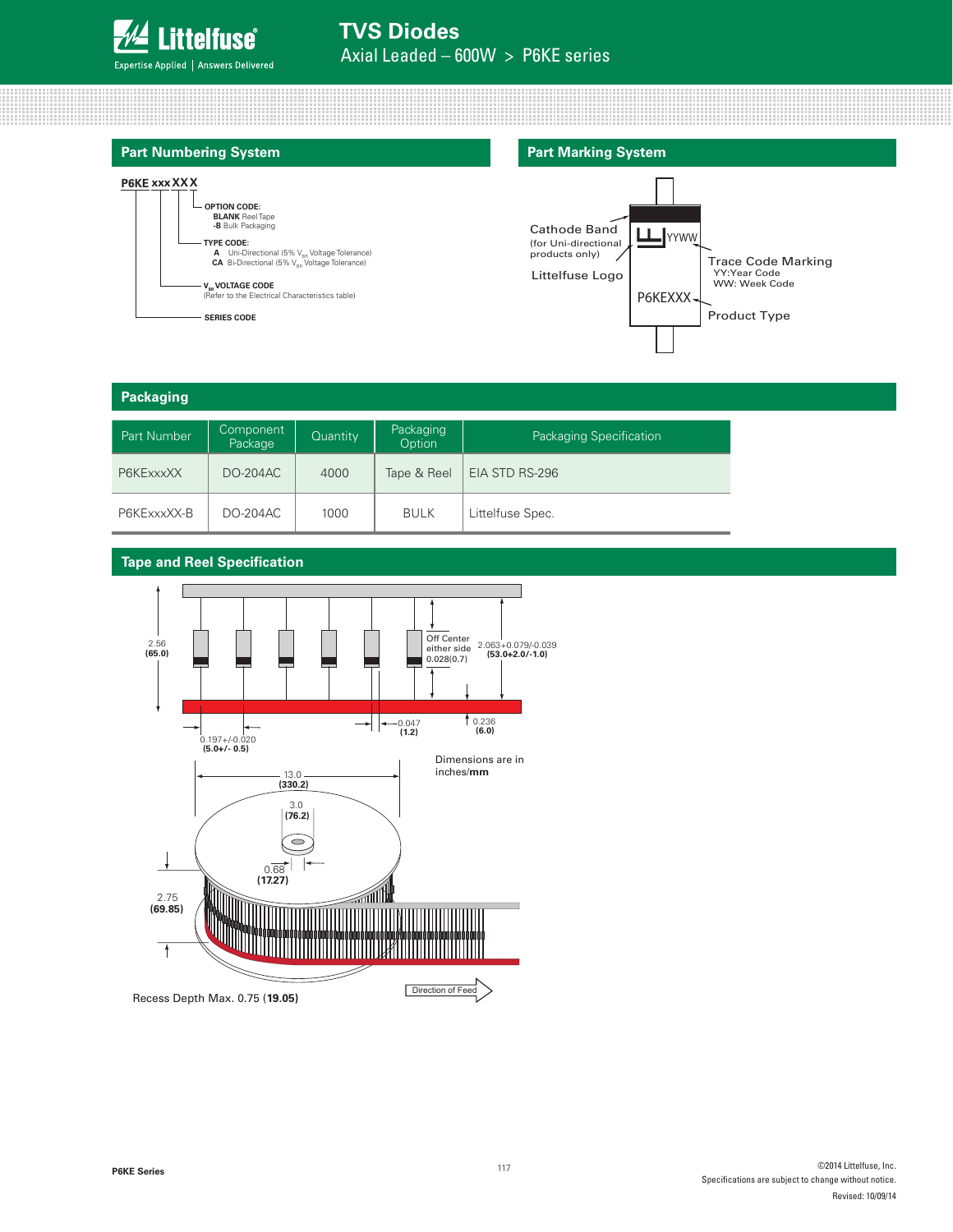## Part Numbering System

**P6KE xxx X X**

- **OPTION CODE:**
  - **BLANK** Reel Tape
  - **-B** Bulk Packaging
- **TYPE CODE:**
  - **A** Uni-Directional (5% $V_{BR}$ Voltage Tolerance)
  - **CA** Bi-Directional (5% $V_{BR}$ Voltage Tolerance)
- **$V_{BR}$ VOLTAGE CODE**
  (Refer to the Electrical Characteristics table)
- **SERIES CODE**

## Part Marking System

Cathode Band
(for Uni-directional products only)

Littelfuse Logo

YYWW

P6KEXXX

Trace Code Marking
YY:Year Code
WW: Week Code

Product Type

## Packaging

| Part Number | Component Package | Quantity | Packaging Option | Packaging Specification |
|---|---|---|---|---|
| P6KExxxXX | DO-204AC | 4000 | Tape & Reel | EIA STD RS-296 |
| P6KExxxXX-B | DO-204AC | 1000 | BULK | Littelfuse Spec. |

## Tape and Reel Specification

2.56
**(65.0)**

Off Center either side
0.028(0.7)

2.063+0.079/-0.039
**(53.0+2.0/-1.0)**

0.047
**(1.2)**

0.236
**(6.0)**

0.197+/-0.020
**(5.0+/- 0.5)**

Dimensions are in inches/**mm**

13.0
**(330.2)**

3.0
**(76.2)**

0.68
**(17.27)**

2.75
**(69.85)**

Direction of Feed

Recess Depth Max. 0.75 (**19.05**)